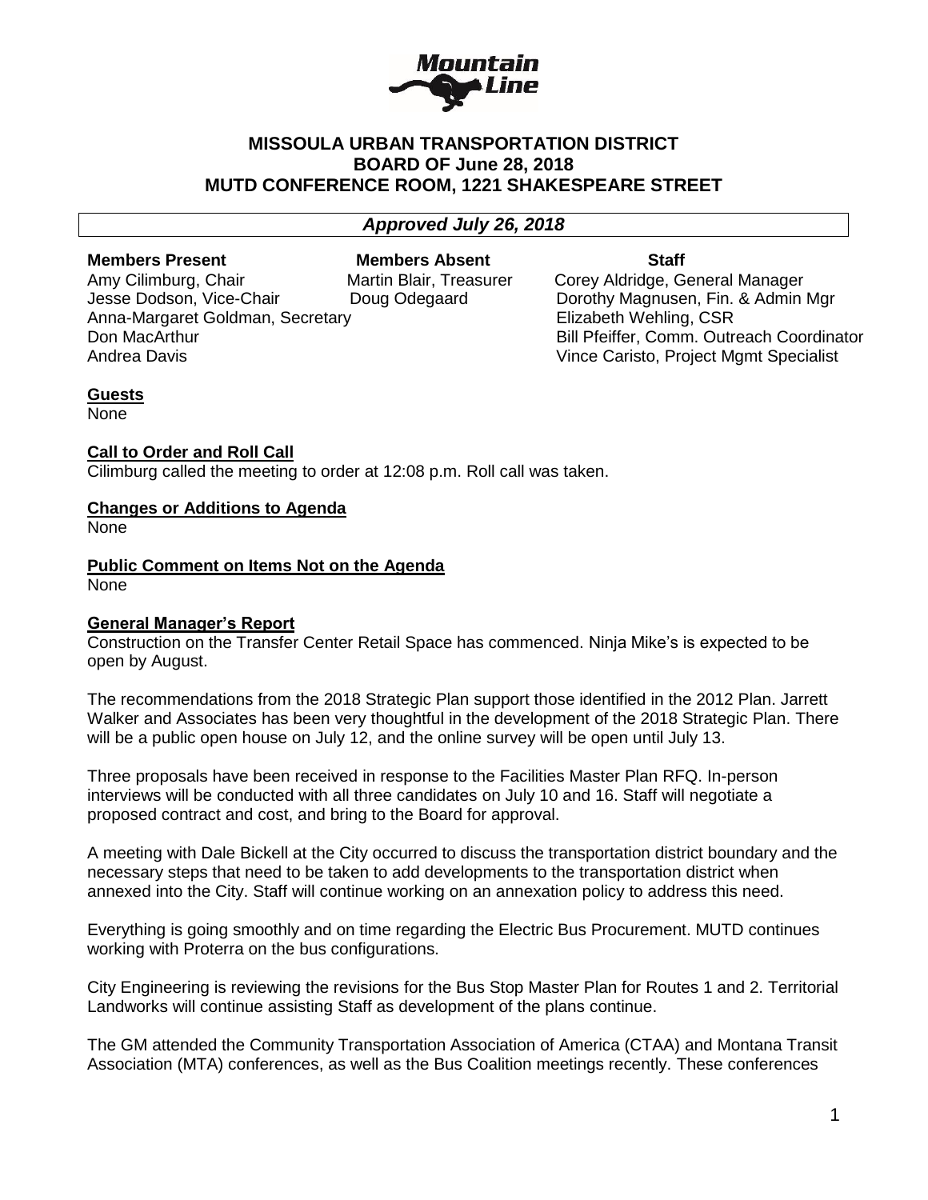# MISSOULA URBAN TRANSPORTATION DISTRICT
## BOARD OF June 28, 2018
## MUTD CONFERENCE ROOM, 1221 SHAKESPEARE STREET

***Approved July 26, 2018***

| Members Present | Members Absent | Staff |
|---|---|---|
| Amy Cilimburg, Chair | Martin Blair, Treasurer | Corey Aldridge, General Manager |
| Jesse Dodson, Vice-Chair | Doug Odegaard | Dorothy Magnusen, Fin. & Admin Mgr |
| Anna-Margaret Goldman, Secretary | | Elizabeth Wehling, CSR |
| Don MacArthur | | Bill Pfeiffer, Comm. Outreach Coordinator |
| Andrea Davis | | Vince Caristo, Project Mgmt Specialist |

**Guests**

None

**Call to Order and Roll Call**

Cilimburg called the meeting to order at 12:08 p.m. Roll call was taken.

**Changes or Additions to Agenda**

None

**Public Comment on Items Not on the Agenda**

None

**General Manager's Report**

Construction on the Transfer Center Retail Space has commenced. Ninja Mike's is expected to be open by August.

The recommendations from the 2018 Strategic Plan support those identified in the 2012 Plan. Jarrett Walker and Associates has been very thoughtful in the development of the 2018 Strategic Plan. There will be a public open house on July 12, and the online survey will be open until July 13.

Three proposals have been received in response to the Facilities Master Plan RFQ. In-person interviews will be conducted with all three candidates on July 10 and 16. Staff will negotiate a proposed contract and cost, and bring to the Board for approval.

A meeting with Dale Bickell at the City occurred to discuss the transportation district boundary and the necessary steps that need to be taken to add developments to the transportation district when annexed into the City. Staff will continue working on an annexation policy to address this need.

Everything is going smoothly and on time regarding the Electric Bus Procurement. MUTD continues working with Proterra on the bus configurations.

City Engineering is reviewing the revisions for the Bus Stop Master Plan for Routes 1 and 2. Territorial Landworks will continue assisting Staff as development of the plans continue.

The GM attended the Community Transportation Association of America (CTAA) and Montana Transit Association (MTA) conferences, as well as the Bus Coalition meetings recently. These conferences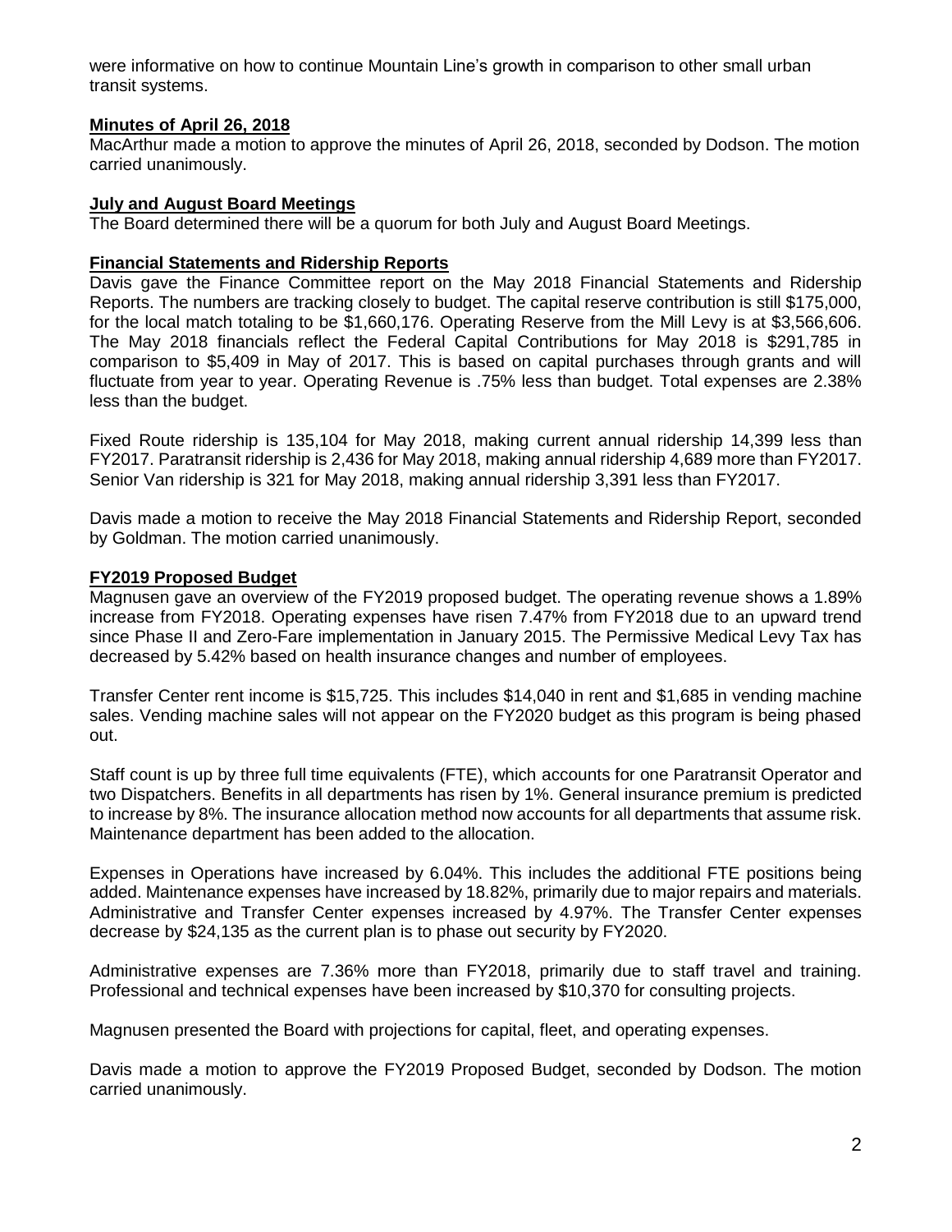were informative on how to continue Mountain Line's growth in comparison to other small urban transit systems.

## Minutes of April 26, 2018

MacArthur made a motion to approve the minutes of April 26, 2018, seconded by Dodson. The motion carried unanimously.

## July and August Board Meetings

The Board determined there will be a quorum for both July and August Board Meetings.

## Financial Statements and Ridership Reports

Davis gave the Finance Committee report on the May 2018 Financial Statements and Ridership Reports. The numbers are tracking closely to budget. The capital reserve contribution is still $175,000, for the local match totaling to be $1,660,176. Operating Reserve from the Mill Levy is at $3,566,606. The May 2018 financials reflect the Federal Capital Contributions for May 2018 is $291,785 in comparison to $5,409 in May of 2017. This is based on capital purchases through grants and will fluctuate from year to year. Operating Revenue is .75% less than budget. Total expenses are 2.38% less than the budget.

Fixed Route ridership is 135,104 for May 2018, making current annual ridership 14,399 less than FY2017. Paratransit ridership is 2,436 for May 2018, making annual ridership 4,689 more than FY2017. Senior Van ridership is 321 for May 2018, making annual ridership 3,391 less than FY2017.

Davis made a motion to receive the May 2018 Financial Statements and Ridership Report, seconded by Goldman. The motion carried unanimously.

## FY2019 Proposed Budget

Magnusen gave an overview of the FY2019 proposed budget. The operating revenue shows a 1.89% increase from FY2018. Operating expenses have risen 7.47% from FY2018 due to an upward trend since Phase II and Zero-Fare implementation in January 2015. The Permissive Medical Levy Tax has decreased by 5.42% based on health insurance changes and number of employees.

Transfer Center rent income is $15,725. This includes $14,040 in rent and $1,685 in vending machine sales. Vending machine sales will not appear on the FY2020 budget as this program is being phased out.

Staff count is up by three full time equivalents (FTE), which accounts for one Paratransit Operator and two Dispatchers. Benefits in all departments has risen by 1%. General insurance premium is predicted to increase by 8%. The insurance allocation method now accounts for all departments that assume risk. Maintenance department has been added to the allocation.

Expenses in Operations have increased by 6.04%. This includes the additional FTE positions being added. Maintenance expenses have increased by 18.82%, primarily due to major repairs and materials. Administrative and Transfer Center expenses increased by 4.97%. The Transfer Center expenses decrease by $24,135 as the current plan is to phase out security by FY2020.

Administrative expenses are 7.36% more than FY2018, primarily due to staff travel and training. Professional and technical expenses have been increased by $10,370 for consulting projects.

Magnusen presented the Board with projections for capital, fleet, and operating expenses.

Davis made a motion to approve the FY2019 Proposed Budget, seconded by Dodson. The motion carried unanimously.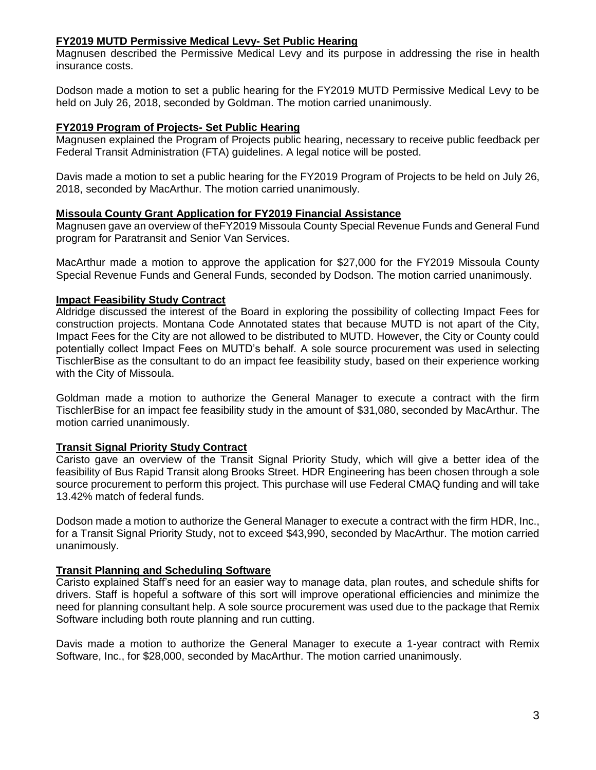**FY2019 MUTD Permissive Medical Levy- Set Public Hearing**

Magnusen described the Permissive Medical Levy and its purpose in addressing the rise in health insurance costs.

Dodson made a motion to set a public hearing for the FY2019 MUTD Permissive Medical Levy to be held on July 26, 2018, seconded by Goldman. The motion carried unanimously.

**FY2019 Program of Projects- Set Public Hearing**

Magnusen explained the Program of Projects public hearing, necessary to receive public feedback per Federal Transit Administration (FTA) guidelines. A legal notice will be posted.

Davis made a motion to set a public hearing for the FY2019 Program of Projects to be held on July 26, 2018, seconded by MacArthur. The motion carried unanimously.

**Missoula County Grant Application for FY2019 Financial Assistance**

Magnusen gave an overview of theFY2019 Missoula County Special Revenue Funds and General Fund program for Paratransit and Senior Van Services.

MacArthur made a motion to approve the application for $27,000 for the FY2019 Missoula County Special Revenue Funds and General Funds, seconded by Dodson. The motion carried unanimously.

**Impact Feasibility Study Contract**

Aldridge discussed the interest of the Board in exploring the possibility of collecting Impact Fees for construction projects. Montana Code Annotated states that because MUTD is not apart of the City, Impact Fees for the City are not allowed to be distributed to MUTD. However, the City or County could potentially collect Impact Fees on MUTD's behalf. A sole source procurement was used in selecting TischlerBise as the consultant to do an impact fee feasibility study, based on their experience working with the City of Missoula.

Goldman made a motion to authorize the General Manager to execute a contract with the firm TischlerBise for an impact fee feasibility study in the amount of $31,080, seconded by MacArthur. The motion carried unanimously.

**Transit Signal Priority Study Contract**

Caristo gave an overview of the Transit Signal Priority Study, which will give a better idea of the feasibility of Bus Rapid Transit along Brooks Street. HDR Engineering has been chosen through a sole source procurement to perform this project. This purchase will use Federal CMAQ funding and will take 13.42% match of federal funds.

Dodson made a motion to authorize the General Manager to execute a contract with the firm HDR, Inc., for a Transit Signal Priority Study, not to exceed $43,990, seconded by MacArthur. The motion carried unanimously.

**Transit Planning and Scheduling Software**

Caristo explained Staff's need for an easier way to manage data, plan routes, and schedule shifts for drivers. Staff is hopeful a software of this sort will improve operational efficiencies and minimize the need for planning consultant help. A sole source procurement was used due to the package that Remix Software including both route planning and run cutting.

Davis made a motion to authorize the General Manager to execute a 1-year contract with Remix Software, Inc., for $28,000, seconded by MacArthur. The motion carried unanimously.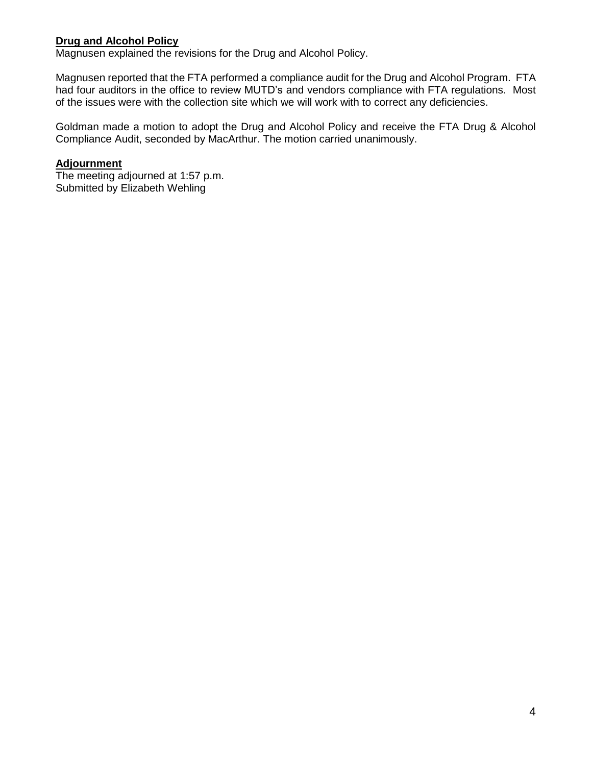**Drug and Alcohol Policy**

Magnusen explained the revisions for the Drug and Alcohol Policy.

Magnusen reported that the FTA performed a compliance audit for the Drug and Alcohol Program. FTA had four auditors in the office to review MUTD's and vendors compliance with FTA regulations. Most of the issues were with the collection site which we will work with to correct any deficiencies.

Goldman made a motion to adopt the Drug and Alcohol Policy and receive the FTA Drug & Alcohol Compliance Audit, seconded by MacArthur. The motion carried unanimously.

**Adjournment**

The meeting adjourned at 1:57 p.m.
Submitted by Elizabeth Wehling